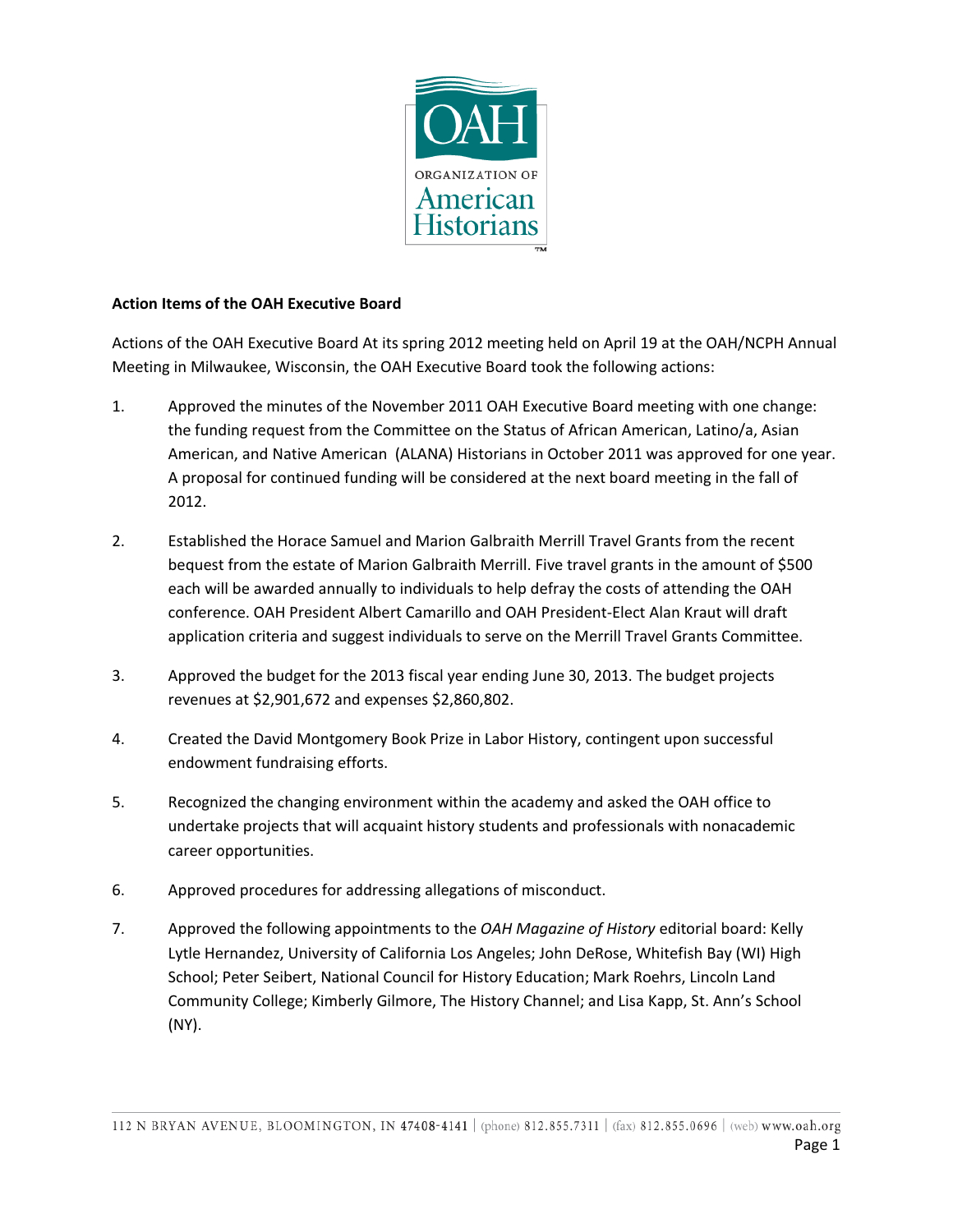**Action Items of the OAH Executive Board**

Actions of the OAH Executive Board At its spring 2012 meeting held on April 19 at the OAH/NCPH Annual Meeting in Milwaukee, Wisconsin, the OAH Executive Board took the following actions:

1. Approved the minutes of the November 2011 OAH Executive Board meeting with one change: the funding request from the Committee on the Status of African American, Latino/a, Asian American, and Native American (ALANA) Historians in October 2011 was approved for one year. A proposal for continued funding will be considered at the next board meeting in the fall of 2012.

2. Established the Horace Samuel and Marion Galbraith Merrill Travel Grants from the recent bequest from the estate of Marion Galbraith Merrill. Five travel grants in the amount of $500 each will be awarded annually to individuals to help defray the costs of attending the OAH conference. OAH President Albert Camarillo and OAH President-Elect Alan Kraut will draft application criteria and suggest individuals to serve on the Merrill Travel Grants Committee.

3. Approved the budget for the 2013 fiscal year ending June 30, 2013. The budget projects revenues at $2,901,672 and expenses $2,860,802.

4. Created the David Montgomery Book Prize in Labor History, contingent upon successful endowment fundraising efforts.

5. Recognized the changing environment within the academy and asked the OAH office to undertake projects that will acquaint history students and professionals with nonacademic career opportunities.

6. Approved procedures for addressing allegations of misconduct.

7. Approved the following appointments to the *OAH Magazine of History* editorial board: Kelly Lytle Hernandez, University of California Los Angeles; John DeRose, Whitefish Bay (WI) High School; Peter Seibert, National Council for History Education; Mark Roehrs, Lincoln Land Community College; Kimberly Gilmore, The History Channel; and Lisa Kapp, St. Ann's School (NY).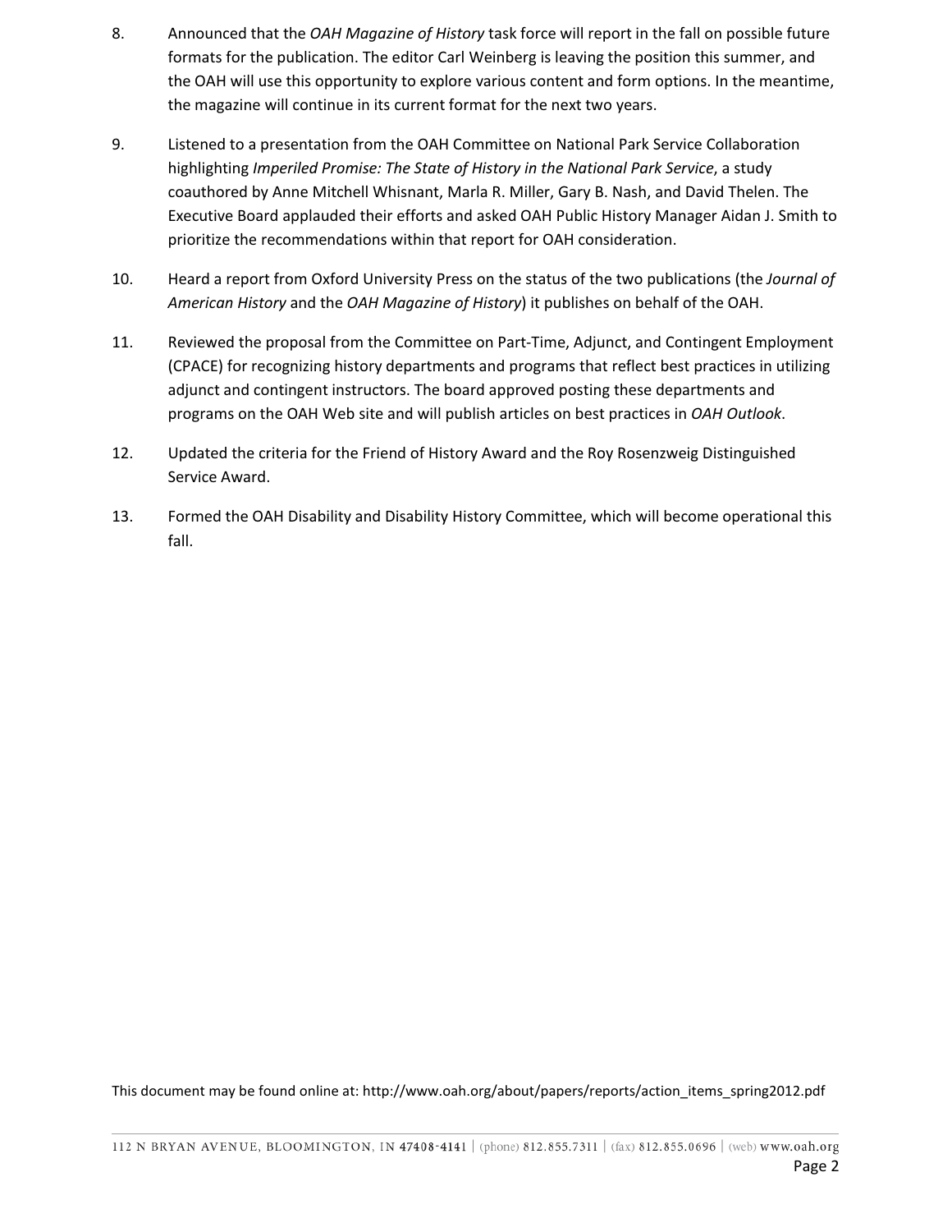8. Announced that the *OAH Magazine of History* task force will report in the fall on possible future formats for the publication. The editor Carl Weinberg is leaving the position this summer, and the OAH will use this opportunity to explore various content and form options. In the meantime, the magazine will continue in its current format for the next two years.

9. Listened to a presentation from the OAH Committee on National Park Service Collaboration highlighting *Imperiled Promise: The State of History in the National Park Service*, a study coauthored by Anne Mitchell Whisnant, Marla R. Miller, Gary B. Nash, and David Thelen. The Executive Board applauded their efforts and asked OAH Public History Manager Aidan J. Smith to prioritize the recommendations within that report for OAH consideration.

10. Heard a report from Oxford University Press on the status of the two publications (the *Journal of American History* and the *OAH Magazine of History*) it publishes on behalf of the OAH.

11. Reviewed the proposal from the Committee on Part-Time, Adjunct, and Contingent Employment (CPACE) for recognizing history departments and programs that reflect best practices in utilizing adjunct and contingent instructors. The board approved posting these departments and programs on the OAH Web site and will publish articles on best practices in *OAH Outlook*.

12. Updated the criteria for the Friend of History Award and the Roy Rosenzweig Distinguished Service Award.

13. Formed the OAH Disability and Disability History Committee, which will become operational this fall.

This document may be found online at: http://www.oah.org/about/papers/reports/action_items_spring2012.pdf

112 N BRYAN AVENUE, BLOOMINGTON, IN 47408-4141 | (phone) 812.855.7311 | (fax) 812.855.0696 | (web) www.oah.org